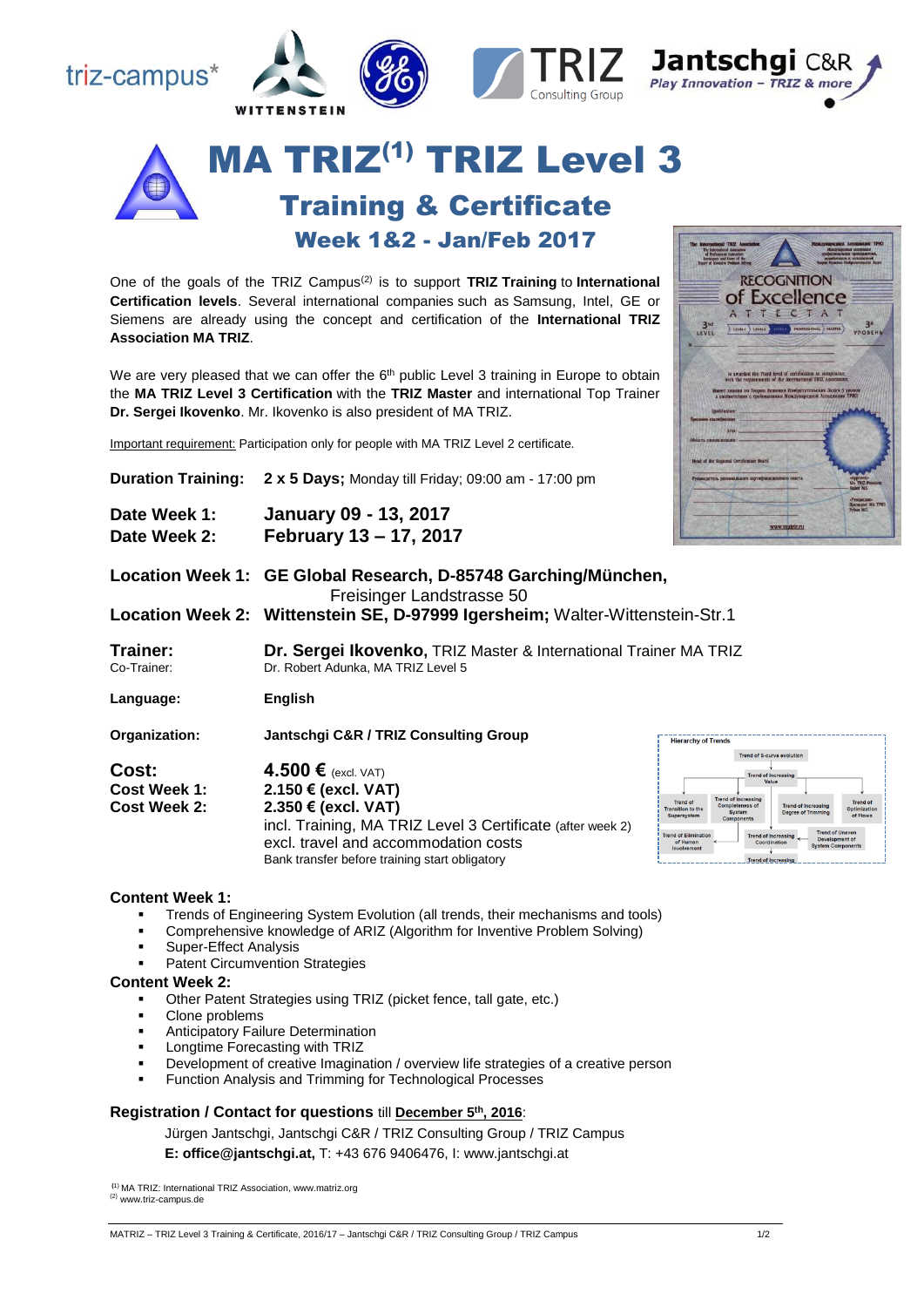# MA TRIZ[1] TRIZ Level 3

## Training & Certificate

### Week 1&2 - Jan/Feb 2017

One of the goals of the TRIZ Campus[2] is to support **TRIZ Training** to **International Certification levels**. Several international companies such as Samsung, Intel, GE or Siemens are already using the concept and certification of the **International TRIZ Association MA TRIZ**.

We are very pleased that we can offer the 6th public Level 3 training in Europe to obtain the **MA TRIZ Level 3 Certification** with the **TRIZ Master** and international Top Trainer **Dr. Sergei Ikovenko**. Mr. Ikovenko is also president of MA TRIZ.

Important requirement: Participation only for people with MA TRIZ Level 2 certificate.

**Duration Training:** **2 x 5 Days;** Monday till Friday; 09:00 am - 17:00 pm

**Date Week 1:** **January 09 - 13, 2017**
**Date Week 2:** **February 13 – 17, 2017**

**Location Week 1:** **GE Global Research, D-85748 Garching/München,** Freisinger Landstrasse 50
**Location Week 2:** **Wittenstein SE, D-97999 Igersheim;** Walter-Wittenstein-Str.1

**Trainer:** **Dr. Sergei Ikovenko,** TRIZ Master & International Trainer MA TRIZ
Co-Trainer: Dr. Robert Adunka, MA TRIZ Level 5

**Language:** **English**

**Organization:** **Jantschgi C&R / TRIZ Consulting Group**

**Cost:** **4.500 €** (excl. VAT)
**Cost Week 1:** **2.150 € (excl. VAT)**
**Cost Week 2:** **2.350 € (excl. VAT)**
incl. Training, MA TRIZ Level 3 Certificate (after week 2)
excl. travel and accommodation costs
Bank transfer before training start obligatory

**Content Week 1:**

- Trends of Engineering System Evolution (all trends, their mechanisms and tools)
- Comprehensive knowledge of ARIZ (Algorithm for Inventive Problem Solving)
- Super-Effect Analysis
- Patent Circumvention Strategies

**Content Week 2:**

- Other Patent Strategies using TRIZ (picket fence, tall gate, etc.)
- Clone problems
- Anticipatory Failure Determination
- Longtime Forecasting with TRIZ
- Development of creative Imagination / overview life strategies of a creative person
- Function Analysis and Trimming for Technological Processes

**Registration / Contact for questions** till **December 5th, 2016**:

Jürgen Jantschgi, Jantschgi C&R / TRIZ Consulting Group / TRIZ Campus
**E: office@jantschgi.at,** T: +43 676 9406476, I: www.jantschgi.at

[1] MA TRIZ: International TRIZ Association, www.matriz.org
[2] www.triz-campus.de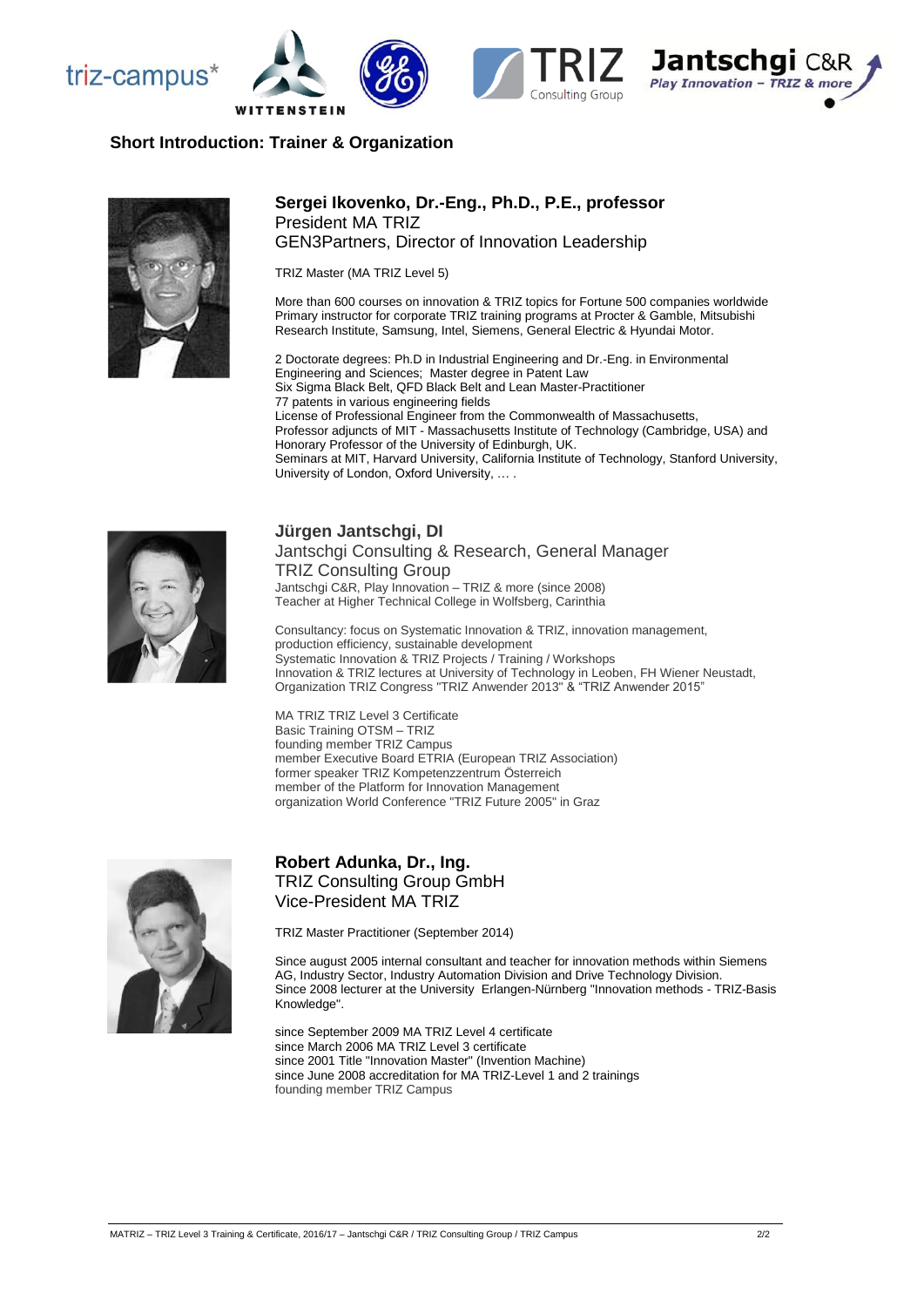## Short Introduction: Trainer & Organization

### Sergei Ikovenko, Dr.-Eng., Ph.D., P.E., professor

President MA TRIZ
GEN3Partners, Director of Innovation Leadership

TRIZ Master (MA TRIZ Level 5)

More than 600 courses on innovation & TRIZ topics for Fortune 500 companies worldwide
Primary instructor for corporate TRIZ training programs at Procter & Gamble, Mitsubishi Research Institute, Samsung, Intel, Siemens, General Electric & Hyundai Motor.

2 Doctorate degrees: Ph.D in Industrial Engineering and Dr.-Eng. in Environmental Engineering and Sciences; Master degree in Patent Law
Six Sigma Black Belt, QFD Black Belt and Lean Master-Practitioner
77 patents in various engineering fields
License of Professional Engineer from the Commonwealth of Massachusetts,
Professor adjuncts of MIT - Massachusetts Institute of Technology (Cambridge, USA) and Honorary Professor of the University of Edinburgh, UK.
Seminars at MIT, Harvard University, California Institute of Technology, Stanford University, University of London, Oxford University, … .

### Jürgen Jantschgi, DI

Jantschgi Consulting & Research, General Manager
TRIZ Consulting Group
Jantschgi C&R, Play Innovation – TRIZ & more (since 2008)
Teacher at Higher Technical College in Wolfsberg, Carinthia

Consultancy: focus on Systematic Innovation & TRIZ, innovation management, production efficiency, sustainable development
Systematic Innovation & TRIZ Projects / Training / Workshops
Innovation & TRIZ lectures at University of Technology in Leoben, FH Wiener Neustadt,
Organization TRIZ Congress "TRIZ Anwender 2013" & "TRIZ Anwender 2015"

MA TRIZ TRIZ Level 3 Certificate
Basic Training OTSM – TRIZ
founding member TRIZ Campus
member Executive Board ETRIA (European TRIZ Association)
former speaker TRIZ Kompetenzzentrum Österreich
member of the Platform for Innovation Management
organization World Conference "TRIZ Future 2005" in Graz

### Robert Adunka, Dr., Ing.

TRIZ Consulting Group GmbH
Vice-President MA TRIZ

TRIZ Master Practitioner (September 2014)

Since august 2005 internal consultant and teacher for innovation methods within Siemens AG, Industry Sector, Industry Automation Division and Drive Technology Division.
Since 2008 lecturer at the University Erlangen-Nürnberg "Innovation methods - TRIZ-Basis Knowledge".

since September 2009 MA TRIZ Level 4 certificate
since March 2006 MA TRIZ Level 3 certificate
since 2001 Title "Innovation Master" (Invention Machine)
since June 2008 accreditation for MA TRIZ-Level 1 and 2 trainings
founding member TRIZ Campus